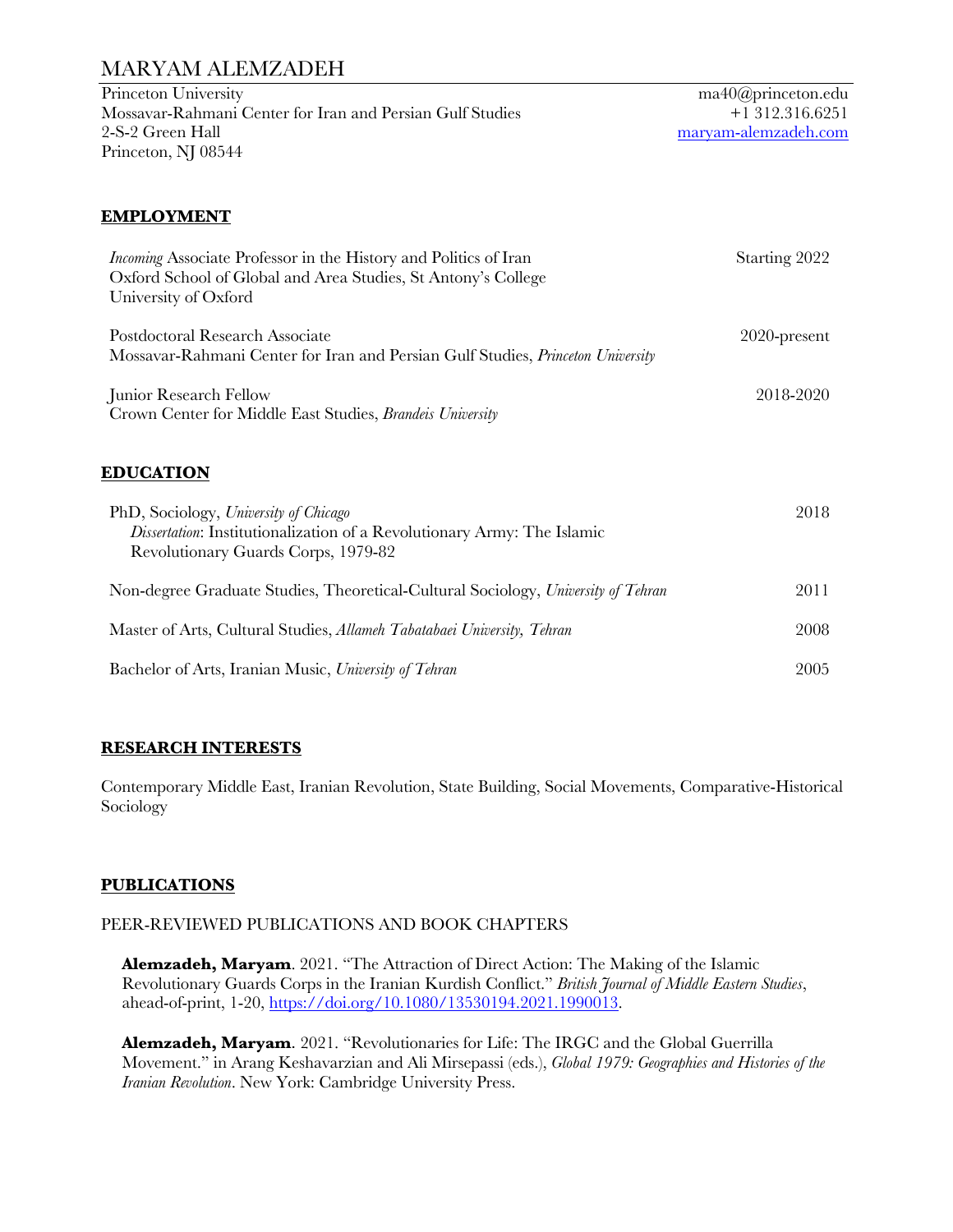# MARYAM ALEMZADEH

Princeton University
Mossavar-Rahmani Center for Iran and Persian Gulf Studies
2-S-2 Green Hall
Princeton, NJ 08544

ma40@princeton.edu
+1 312.316.6251
[maryam-alemzadeh.com](maryam-alemzadeh.com)

## EMPLOYMENT

*Incoming* Associate Professor in the History and Politics of Iran — Starting 2022
Oxford School of Global and Area Studies, St Antony's College
University of Oxford

Postdoctoral Research Associate — 2020-present
Mossavar-Rahmani Center for Iran and Persian Gulf Studies, *Princeton University*

Junior Research Fellow — 2018-2020
Crown Center for Middle East Studies, *Brandeis University*

## EDUCATION

PhD, Sociology, *University of Chicago* — 2018
*Dissertation*: Institutionalization of a Revolutionary Army: The Islamic Revolutionary Guards Corps, 1979-82

Non-degree Graduate Studies, Theoretical-Cultural Sociology, *University of Tehran* — 2011

Master of Arts, Cultural Studies, *Allameh Tabatabaei University, Tehran* — 2008

Bachelor of Arts, Iranian Music, *University of Tehran* — 2005

## RESEARCH INTERESTS

Contemporary Middle East, Iranian Revolution, State Building, Social Movements, Comparative-Historical Sociology

## PUBLICATIONS

### PEER-REVIEWED PUBLICATIONS AND BOOK CHAPTERS

**Alemzadeh, Maryam**. 2021. "The Attraction of Direct Action: The Making of the Islamic Revolutionary Guards Corps in the Iranian Kurdish Conflict." *British Journal of Middle Eastern Studies*, ahead-of-print, 1-20, [https://doi.org/10.1080/13530194.2021.1990013](https://doi.org/10.1080/13530194.2021.1990013).

**Alemzadeh, Maryam**. 2021. "Revolutionaries for Life: The IRGC and the Global Guerrilla Movement." in Arang Keshavarzian and Ali Mirsepassi (eds.), *Global 1979: Geographies and Histories of the Iranian Revolution*. New York: Cambridge University Press.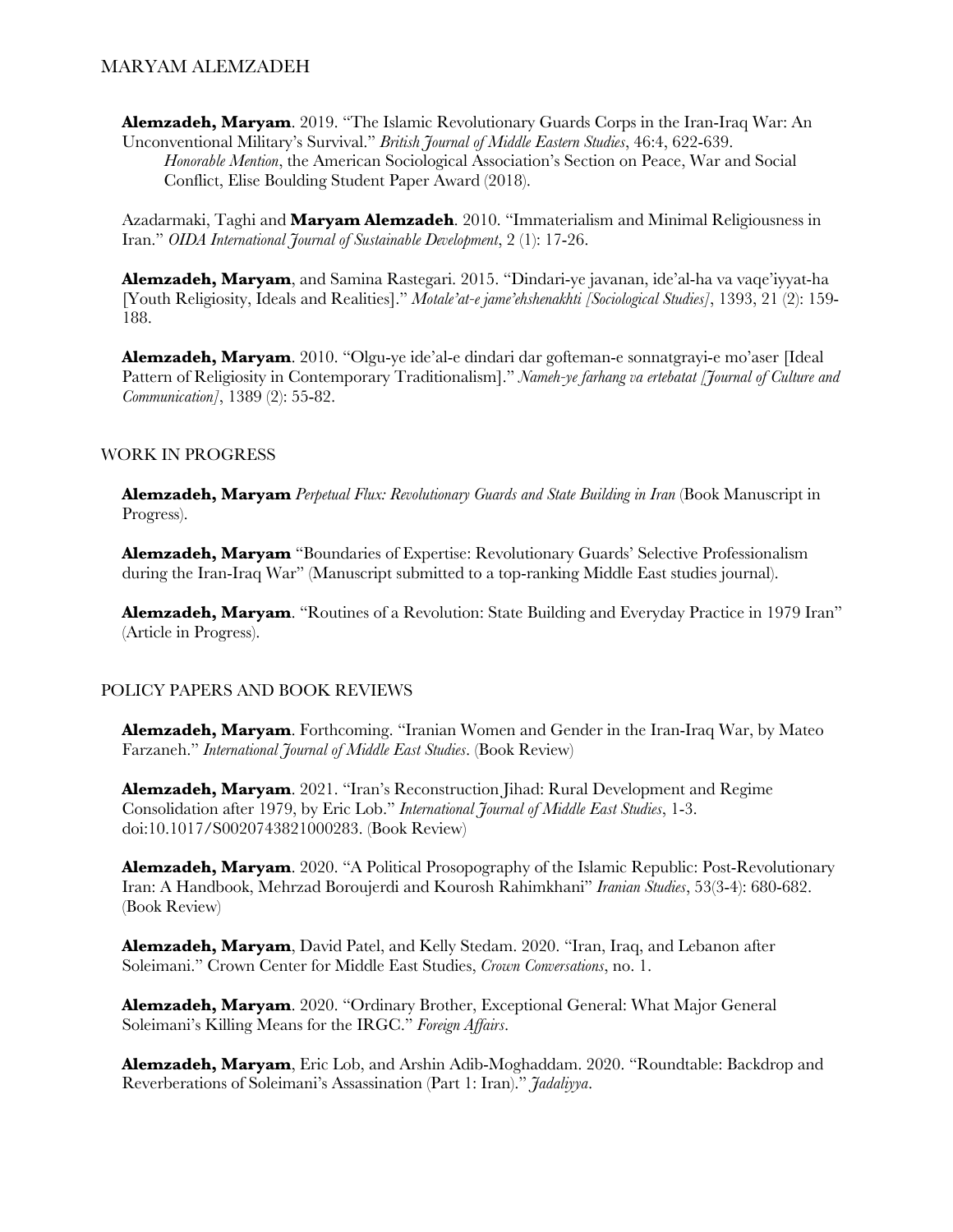**Alemzadeh, Maryam**. 2019. "The Islamic Revolutionary Guards Corps in the Iran-Iraq War: An Unconventional Military's Survival." *British Journal of Middle Eastern Studies*, 46:4, 622-639.
*Honorable Mention*, the American Sociological Association's Section on Peace, War and Social Conflict, Elise Boulding Student Paper Award (2018).

Azadarmaki, Taghi and **Maryam Alemzadeh**. 2010. "Immaterialism and Minimal Religiousness in Iran." *OIDA International Journal of Sustainable Development*, 2 (1): 17-26.

**Alemzadeh, Maryam**, and Samina Rastegari. 2015. "Dindari-ye javanan, ide'al-ha va vaqe'iyyat-ha [Youth Religiosity, Ideals and Realities]." *Motale'at-e jame'ehshenakhti [Sociological Studies]*, 1393, 21 (2): 159-188.

**Alemzadeh, Maryam**. 2010. "Olgu-ye ide'al-e dindari dar gofteman-e sonnatgrayi-e mo'aser [Ideal Pattern of Religiosity in Contemporary Traditionalism]." *Nameh-ye farhang va ertebatat [Journal of Culture and Communication]*, 1389 (2): 55-82.

## WORK IN PROGRESS

**Alemzadeh, Maryam** *Perpetual Flux: Revolutionary Guards and State Building in Iran* (Book Manuscript in Progress).

**Alemzadeh, Maryam** "Boundaries of Expertise: Revolutionary Guards' Selective Professionalism during the Iran-Iraq War" (Manuscript submitted to a top-ranking Middle East studies journal).

**Alemzadeh, Maryam**. "Routines of a Revolution: State Building and Everyday Practice in 1979 Iran" (Article in Progress).

## POLICY PAPERS AND BOOK REVIEWS

**Alemzadeh, Maryam**. Forthcoming. "Iranian Women and Gender in the Iran-Iraq War, by Mateo Farzaneh." *International Journal of Middle East Studies*. (Book Review)

**Alemzadeh, Maryam**. 2021. "Iran's Reconstruction Jihad: Rural Development and Regime Consolidation after 1979, by Eric Lob." *International Journal of Middle East Studies*, 1-3. doi:10.1017/S0020743821000283. (Book Review)

**Alemzadeh, Maryam**. 2020. "A Political Prosopography of the Islamic Republic: Post-Revolutionary Iran: A Handbook, Mehrzad Boroujerdi and Kourosh Rahimkhani" *Iranian Studies*, 53(3-4): 680-682. (Book Review)

**Alemzadeh, Maryam**, David Patel, and Kelly Stedam. 2020. "Iran, Iraq, and Lebanon after Soleimani." Crown Center for Middle East Studies, *Crown Conversations*, no. 1.

**Alemzadeh, Maryam**. 2020. "Ordinary Brother, Exceptional General: What Major General Soleimani's Killing Means for the IRGC." *Foreign Affairs*.

**Alemzadeh, Maryam**, Eric Lob, and Arshin Adib-Moghaddam. 2020. "Roundtable: Backdrop and Reverberations of Soleimani's Assassination (Part 1: Iran)." *Jadaliyya*.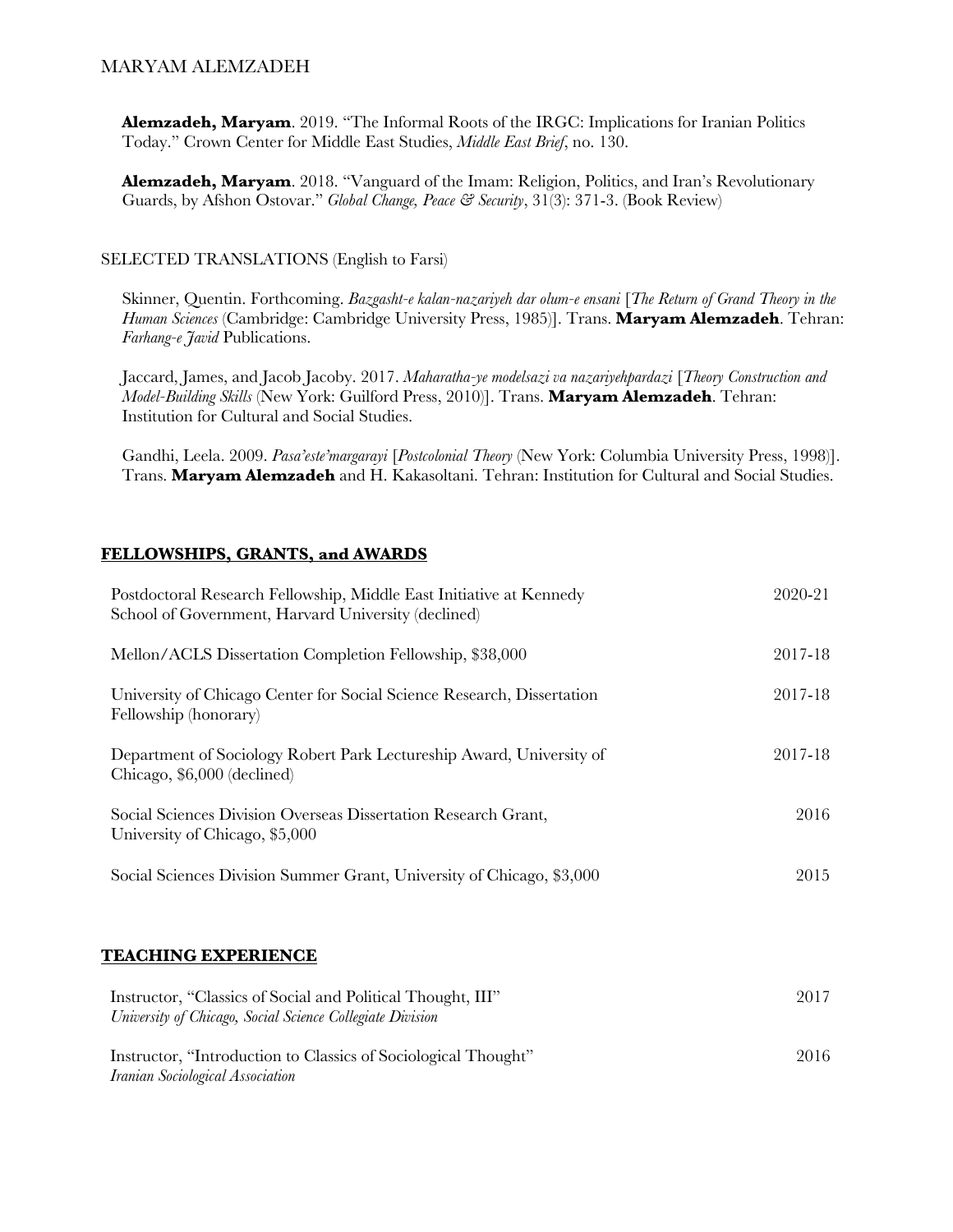**Alemzadeh, Maryam**. 2019. "The Informal Roots of the IRGC: Implications for Iranian Politics Today." Crown Center for Middle East Studies, *Middle East Brief*, no. 130.

**Alemzadeh, Maryam**. 2018. "Vanguard of the Imam: Religion, Politics, and Iran's Revolutionary Guards, by Afshon Ostovar." *Global Change, Peace & Security*, 31(3): 371-3. (Book Review)

SELECTED TRANSLATIONS (English to Farsi)

Skinner, Quentin. Forthcoming. *Bazgasht-e kalan-nazariyeh dar olum-e ensani* [*The Return of Grand Theory in the Human Sciences* (Cambridge: Cambridge University Press, 1985)]. Trans. **Maryam Alemzadeh**. Tehran: *Farhang-e Javid* Publications.

Jaccard, James, and Jacob Jacoby. 2017. *Maharatha-ye modelsazi va nazariyehpardazi* [*Theory Construction and Model-Building Skills* (New York: Guilford Press, 2010)]. Trans. **Maryam Alemzadeh**. Tehran: Institution for Cultural and Social Studies.

Gandhi, Leela. 2009. *Pasa'este'margarayi* [*Postcolonial Theory* (New York: Columbia University Press, 1998)]. Trans. **Maryam Alemzadeh** and H. Kakasoltani. Tehran: Institution for Cultural and Social Studies.

## FELLOWSHIPS, GRANTS, and AWARDS

| | |
|---|---|
| Postdoctoral Research Fellowship, Middle East Initiative at Kennedy School of Government, Harvard University (declined) | 2020-21 |
| Mellon/ACLS Dissertation Completion Fellowship, $38,000 | 2017-18 |
| University of Chicago Center for Social Science Research, Dissertation Fellowship (honorary) | 2017-18 |
| Department of Sociology Robert Park Lectureship Award, University of Chicago, $6,000 (declined) | 2017-18 |
| Social Sciences Division Overseas Dissertation Research Grant, University of Chicago, $5,000 | 2016 |
| Social Sciences Division Summer Grant, University of Chicago, $3,000 | 2015 |

## TEACHING EXPERIENCE

| | |
|---|---|
| Instructor, "Classics of Social and Political Thought, III" *University of Chicago, Social Science Collegiate Division* | 2017 |
| Instructor, "Introduction to Classics of Sociological Thought" *Iranian Sociological Association* | 2016 |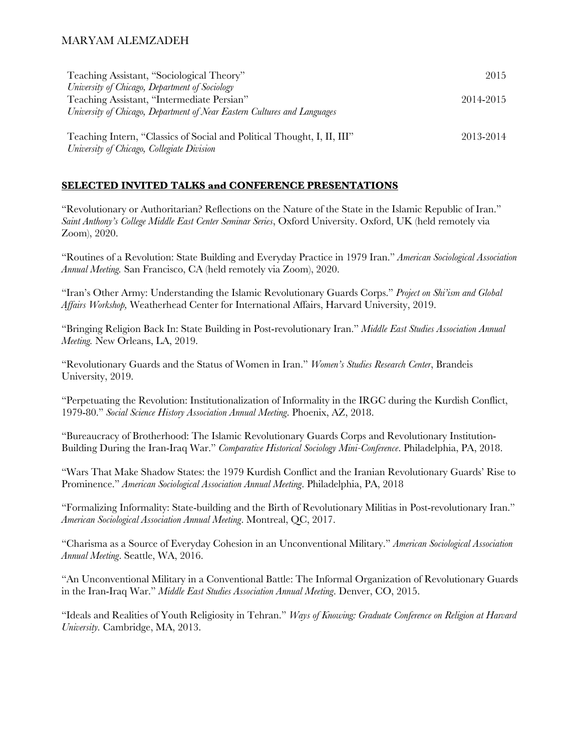Teaching Assistant, "Sociological Theory" 2015
*University of Chicago, Department of Sociology*

Teaching Assistant, "Intermediate Persian" 2014-2015
*University of Chicago, Department of Near Eastern Cultures and Languages*

Teaching Intern, "Classics of Social and Political Thought, I, II, III" 2013-2014
*University of Chicago, Collegiate Division*

## **SELECTED INVITED TALKS and CONFERENCE PRESENTATIONS**

"Revolutionary or Authoritarian? Reflections on the Nature of the State in the Islamic Republic of Iran." *Saint Anthony's College Middle East Center Seminar Series*, Oxford University. Oxford, UK (held remotely via Zoom), 2020.

"Routines of a Revolution: State Building and Everyday Practice in 1979 Iran." *American Sociological Association Annual Meeting.* San Francisco, CA (held remotely via Zoom), 2020.

"Iran's Other Army: Understanding the Islamic Revolutionary Guards Corps." *Project on Shi'ism and Global Affairs Workshop,* Weatherhead Center for International Affairs, Harvard University, 2019.

"Bringing Religion Back In: State Building in Post-revolutionary Iran." *Middle East Studies Association Annual Meeting.* New Orleans, LA, 2019.

"Revolutionary Guards and the Status of Women in Iran." *Women's Studies Research Center*, Brandeis University, 2019.

"Perpetuating the Revolution: Institutionalization of Informality in the IRGC during the Kurdish Conflict, 1979-80." *Social Science History Association Annual Meeting*. Phoenix, AZ, 2018.

"Bureaucracy of Brotherhood: The Islamic Revolutionary Guards Corps and Revolutionary Institution-Building During the Iran-Iraq War." *Comparative Historical Sociology Mini-Conference*. Philadelphia, PA, 2018.

"Wars That Make Shadow States: the 1979 Kurdish Conflict and the Iranian Revolutionary Guards' Rise to Prominence." *American Sociological Association Annual Meeting*. Philadelphia, PA, 2018

"Formalizing Informality: State-building and the Birth of Revolutionary Militias in Post-revolutionary Iran." *American Sociological Association Annual Meeting*. Montreal, QC, 2017.

"Charisma as a Source of Everyday Cohesion in an Unconventional Military." *American Sociological Association Annual Meeting*. Seattle, WA, 2016.

"An Unconventional Military in a Conventional Battle: The Informal Organization of Revolutionary Guards in the Iran-Iraq War." *Middle East Studies Association Annual Meeting*. Denver, CO, 2015.

"Ideals and Realities of Youth Religiosity in Tehran." *Ways of Knowing: Graduate Conference on Religion at Harvard University.* Cambridge, MA, 2013.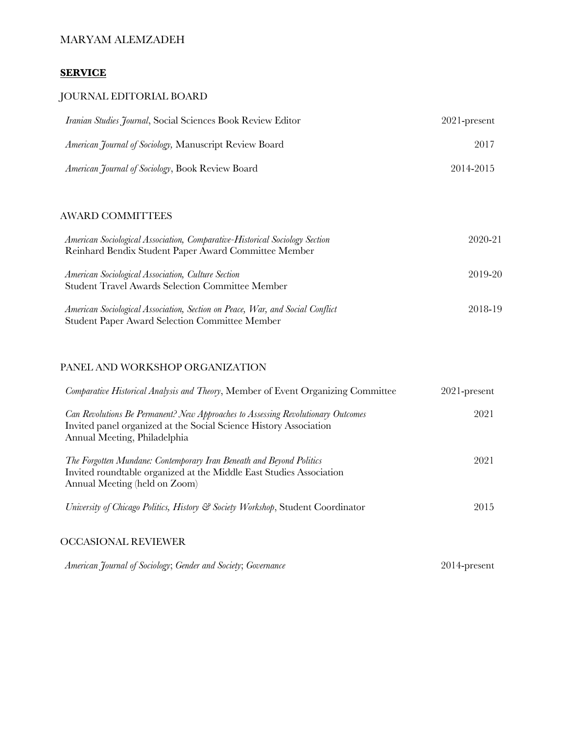MARYAM ALEMZADEH

## **SERVICE**

### JOURNAL EDITORIAL BOARD

| | |
|---|---|
| *Iranian Studies Journal*, Social Sciences Book Review Editor | 2021-present |
| *American Journal of Sociology,* Manuscript Review Board | 2017 |
| *American Journal of Sociology*, Book Review Board | 2014-2015 |

### AWARD COMMITTEES

| | |
|---|---|
| *American Sociological Association, Comparative-Historical Sociology Section* <br> Reinhard Bendix Student Paper Award Committee Member | 2020-21 |
| *American Sociological Association, Culture Section* <br> Student Travel Awards Selection Committee Member | 2019-20 |
| *American Sociological Association, Section on Peace, War, and Social Conflict* <br> Student Paper Award Selection Committee Member | 2018-19 |

### PANEL AND WORKSHOP ORGANIZATION

| | |
|---|---|
| *Comparative Historical Analysis and Theory*, Member of Event Organizing Committee | 2021-present |
| *Can Revolutions Be Permanent? New Approaches to Assessing Revolutionary Outcomes* <br> Invited panel organized at the Social Science History Association Annual Meeting, Philadelphia | 2021 |
| *The Forgotten Mundane: Contemporary Iran Beneath and Beyond Politics* <br> Invited roundtable organized at the Middle East Studies Association Annual Meeting (held on Zoom) | 2021 |
| *University of Chicago Politics, History & Society Workshop*, Student Coordinator | 2015 |

### OCCASIONAL REVIEWER

| | |
|---|---|
| *American Journal of Sociology*; *Gender and Society*; *Governance* | 2014-present |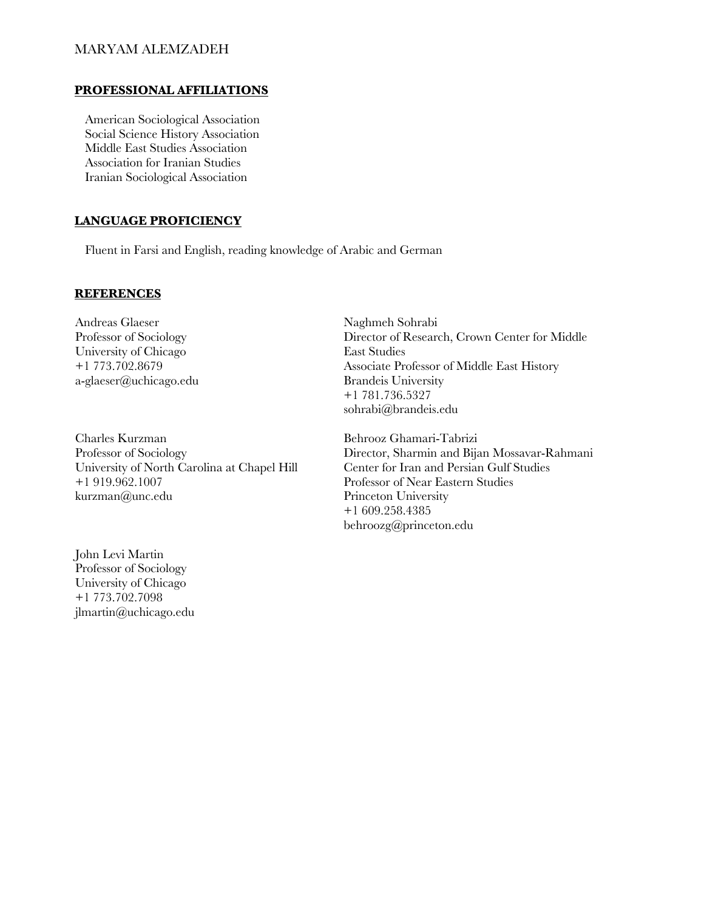## PROFESSIONAL AFFILIATIONS

American Sociological Association
Social Science History Association
Middle East Studies Association
Association for Iranian Studies
Iranian Sociological Association

## LANGUAGE PROFICIENCY

Fluent in Farsi and English, reading knowledge of Arabic and German

## REFERENCES

Andreas Glaeser
Professor of Sociology
University of Chicago
+1 773.702.8679
a-glaeser@uchicago.edu

Naghmeh Sohrabi
Director of Research, Crown Center for Middle East Studies
Associate Professor of Middle East History
Brandeis University
+1 781.736.5327
sohrabi@brandeis.edu

Charles Kurzman
Professor of Sociology
University of North Carolina at Chapel Hill
+1 919.962.1007
kurzman@unc.edu

Behrooz Ghamari-Tabrizi
Director, Sharmin and Bijan Mossavar-Rahmani Center for Iran and Persian Gulf Studies
Professor of Near Eastern Studies
Princeton University
+1 609.258.4385
behroozg@princeton.edu

John Levi Martin
Professor of Sociology
University of Chicago
+1 773.702.7098
jlmartin@uchicago.edu